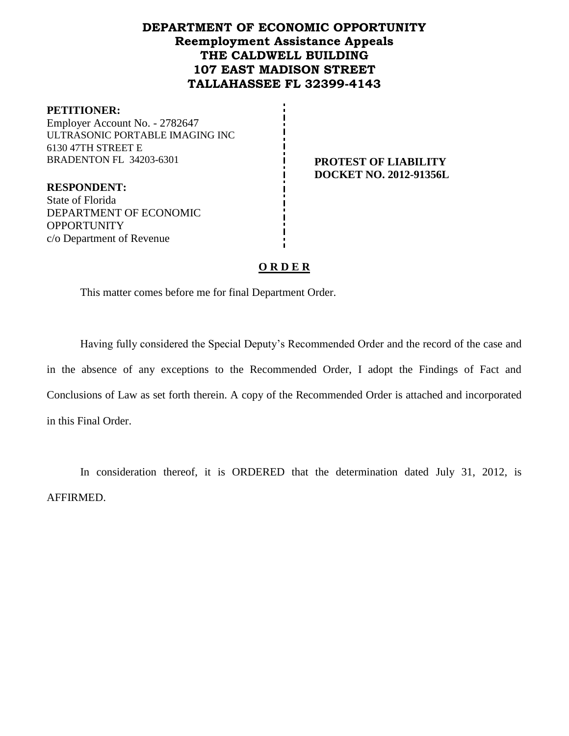# DEPARTMENT OF ECONOMIC OPPORTUNITY
## Reemployment Assistance Appeals
## THE CALDWELL BUILDING
## 107 EAST MADISON STREET
## TALLAHASSEE FL 32399-4143

**PETITIONER:**
Employer Account No. - 2782647
ULTRASONIC PORTABLE IMAGING INC
6130 47TH STREET E
BRADENTON FL 34203-6301

**PROTEST OF LIABILITY**
**DOCKET NO. 2012-91356L**

**RESPONDENT:**
State of Florida
DEPARTMENT OF ECONOMIC OPPORTUNITY
c/o Department of Revenue

## O R D E R

This matter comes before me for final Department Order.

Having fully considered the Special Deputy's Recommended Order and the record of the case and in the absence of any exceptions to the Recommended Order, I adopt the Findings of Fact and Conclusions of Law as set forth therein. A copy of the Recommended Order is attached and incorporated in this Final Order.

In consideration thereof, it is ORDERED that the determination dated July 31, 2012, is AFFIRMED.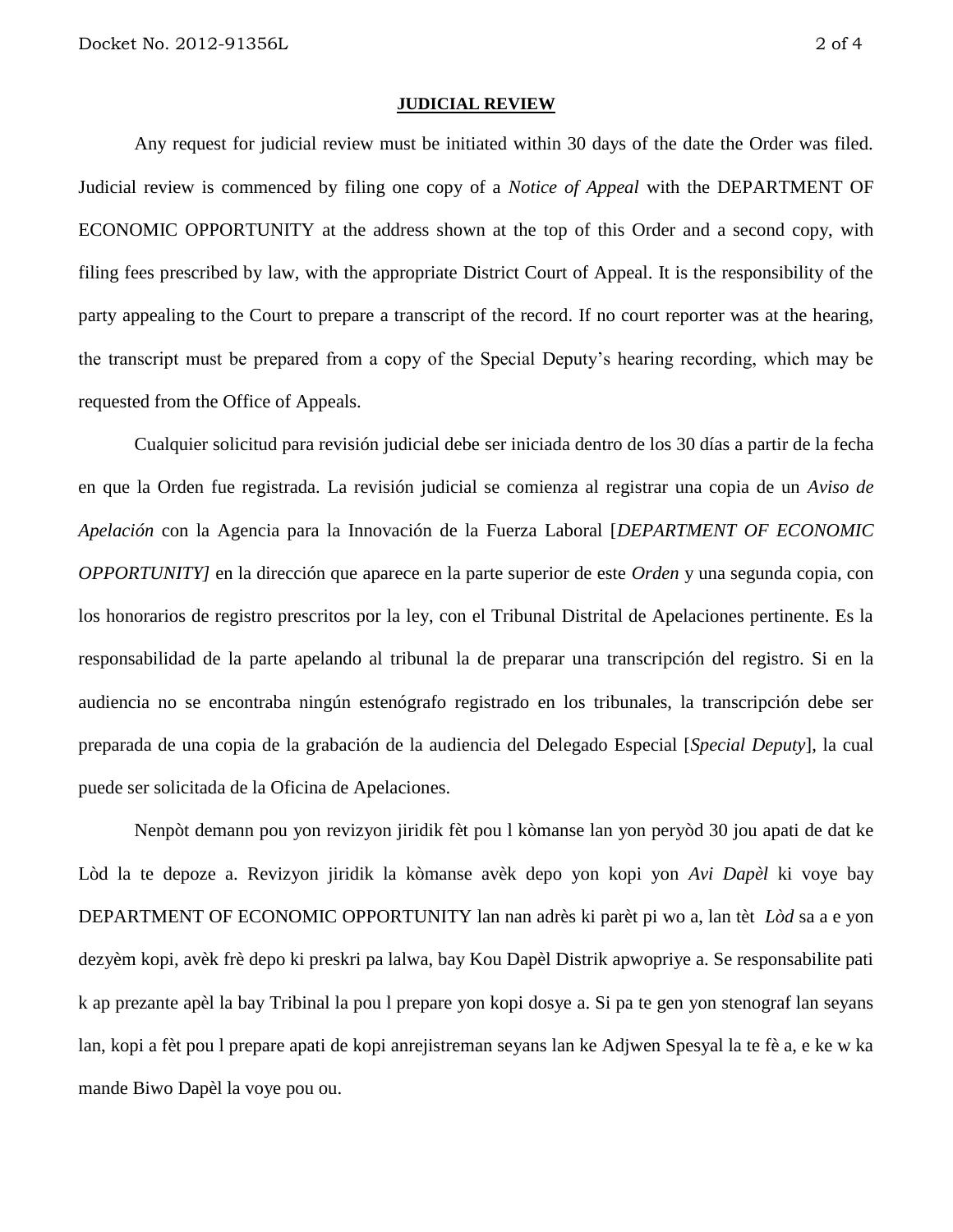**JUDICIAL REVIEW**

Any request for judicial review must be initiated within 30 days of the date the Order was filed. Judicial review is commenced by filing one copy of a *Notice of Appeal* with the DEPARTMENT OF ECONOMIC OPPORTUNITY at the address shown at the top of this Order and a second copy, with filing fees prescribed by law, with the appropriate District Court of Appeal. It is the responsibility of the party appealing to the Court to prepare a transcript of the record. If no court reporter was at the hearing, the transcript must be prepared from a copy of the Special Deputy's hearing recording, which may be requested from the Office of Appeals.

Cualquier solicitud para revisión judicial debe ser iniciada dentro de los 30 días a partir de la fecha en que la Orden fue registrada. La revisión judicial se comienza al registrar una copia de un *Aviso de Apelación* con la Agencia para la Innovación de la Fuerza Laboral [*DEPARTMENT OF ECONOMIC OPPORTUNITY]* en la dirección que aparece en la parte superior de este *Orden* y una segunda copia, con los honorarios de registro prescritos por la ley, con el Tribunal Distrital de Apelaciones pertinente. Es la responsabilidad de la parte apelando al tribunal la de preparar una transcripción del registro. Si en la audiencia no se encontraba ningún estenógrafo registrado en los tribunales, la transcripción debe ser preparada de una copia de la grabación de la audiencia del Delegado Especial [*Special Deputy*], la cual puede ser solicitada de la Oficina de Apelaciones.

Nenpòt demann pou yon revizyon jiridik fèt pou l kòmanse lan yon peryòd 30 jou apati de dat ke Lòd la te depoze a. Revizyon jiridik la kòmanse avèk depo yon kopi yon *Avi Dapèl* ki voye bay DEPARTMENT OF ECONOMIC OPPORTUNITY lan nan adrès ki parèt pi wo a, lan tèt *Lòd* sa a e yon dezyèm kopi, avèk frè depo ki preskri pa lalwa, bay Kou Dapèl Distrik apwopriye a. Se responsabilite pati k ap prezante apèl la bay Tribinal la pou l prepare yon kopi dosye a. Si pa te gen yon stenograf lan seyans lan, kopi a fèt pou l prepare apati de kopi anrejistreman seyans lan ke Adjwen Spesyal la te fè a, e ke w ka mande Biwo Dapèl la voye pou ou.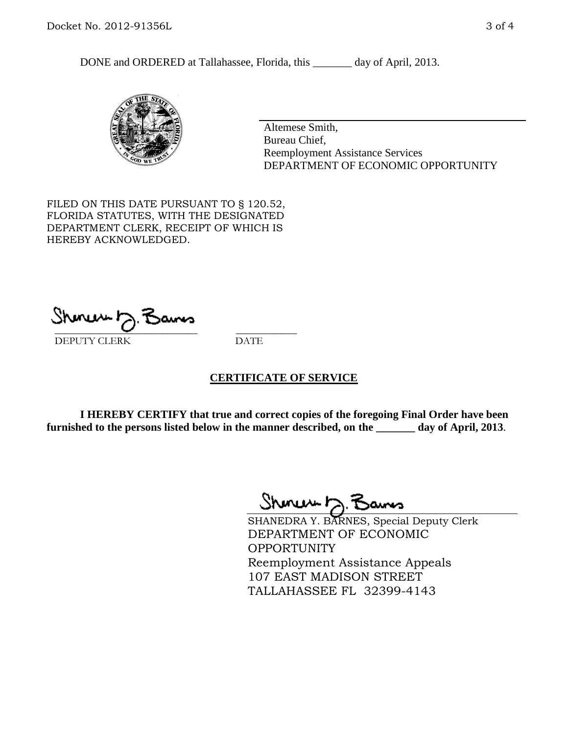DONE and ORDERED at Tallahassee, Florida, this _______ day of April, 2013.

Altemese Smith,
Bureau Chief,
Reemployment Assistance Services
DEPARTMENT OF ECONOMIC OPPORTUNITY

FILED ON THIS DATE PURSUANT TO § 120.52, FLORIDA STATUTES, WITH THE DESIGNATED DEPARTMENT CLERK, RECEIPT OF WHICH IS HEREBY ACKNOWLEDGED.

_____________________________ ___________
DEPUTY CLERK DATE

## CERTIFICATE OF SERVICE

**I HEREBY CERTIFY that true and correct copies of the foregoing Final Order have been furnished to the persons listed below in the manner described, on the _______ day of April, 2013.**

SHANEDRA Y. BARNES, Special Deputy Clerk
DEPARTMENT OF ECONOMIC OPPORTUNITY
Reemployment Assistance Appeals
107 EAST MADISON STREET
TALLAHASSEE FL 32399-4143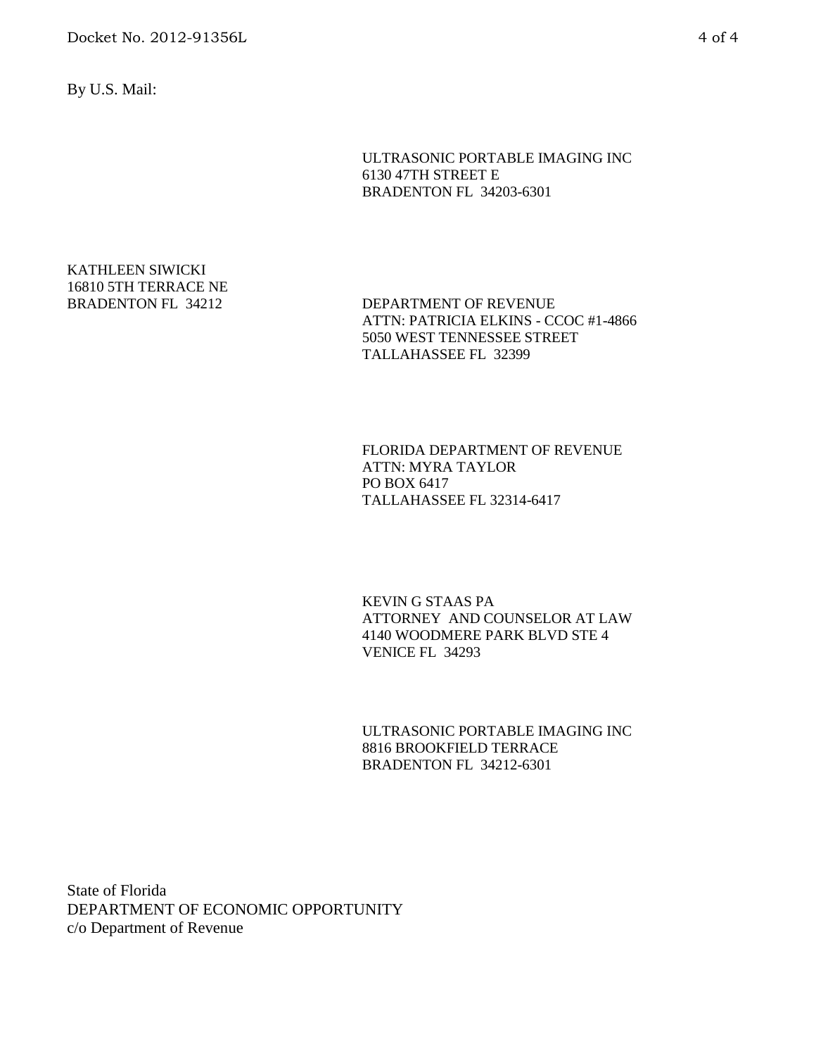By U.S. Mail:

ULTRASONIC PORTABLE IMAGING INC
6130 47TH STREET E
BRADENTON FL 34203-6301

KATHLEEN SIWICKI
16810 5TH TERRACE NE
BRADENTON FL 34212

DEPARTMENT OF REVENUE
ATTN: PATRICIA ELKINS - CCOC #1-4866
5050 WEST TENNESSEE STREET
TALLAHASSEE FL 32399

FLORIDA DEPARTMENT OF REVENUE
ATTN: MYRA TAYLOR
PO BOX 6417
TALLAHASSEE FL 32314-6417

KEVIN G STAAS PA
ATTORNEY AND COUNSELOR AT LAW
4140 WOODMERE PARK BLVD STE 4
VENICE FL 34293

ULTRASONIC PORTABLE IMAGING INC
8816 BROOKFIELD TERRACE
BRADENTON FL 34212-6301

State of Florida
DEPARTMENT OF ECONOMIC OPPORTUNITY
c/o Department of Revenue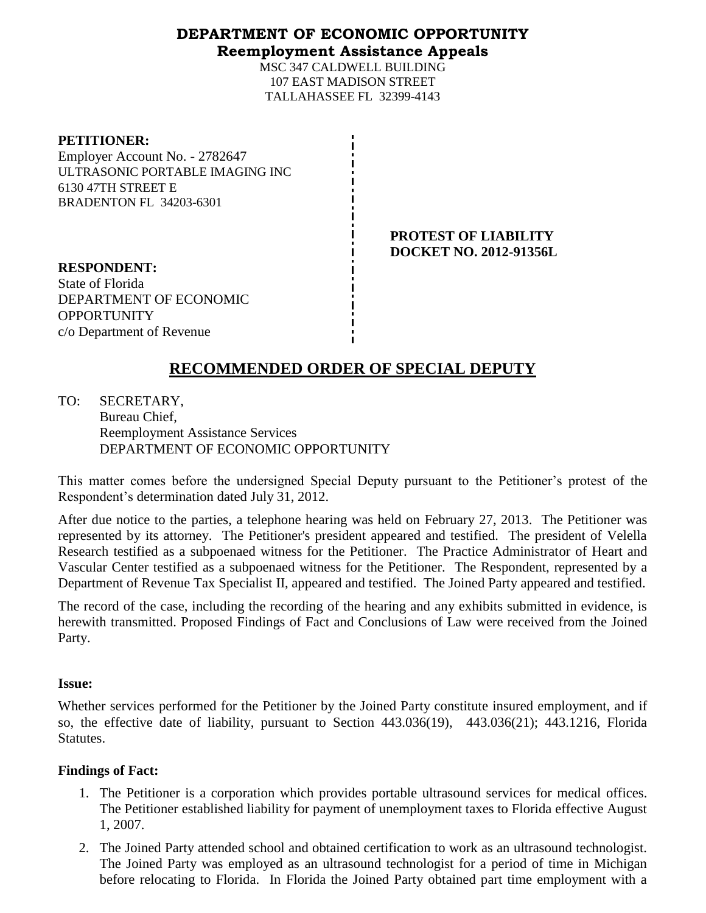# DEPARTMENT OF ECONOMIC OPPORTUNITY
## Reemployment Assistance Appeals

MSC 347 CALDWELL BUILDING
107 EAST MADISON STREET
TALLAHASSEE FL 32399-4143

**PETITIONER:**
Employer Account No. - 2782647
ULTRASONIC PORTABLE IMAGING INC
6130 47TH STREET E
BRADENTON FL 34203-6301

**PROTEST OF LIABILITY**
**DOCKET NO. 2012-91356L**

**RESPONDENT:**
State of Florida
DEPARTMENT OF ECONOMIC OPPORTUNITY
c/o Department of Revenue

# RECOMMENDED ORDER OF SPECIAL DEPUTY

TO: SECRETARY,
Bureau Chief,
Reemployment Assistance Services
DEPARTMENT OF ECONOMIC OPPORTUNITY

This matter comes before the undersigned Special Deputy pursuant to the Petitioner's protest of the Respondent's determination dated July 31, 2012.

After due notice to the parties, a telephone hearing was held on February 27, 2013. The Petitioner was represented by its attorney. The Petitioner's president appeared and testified. The president of Velella Research testified as a subpoenaed witness for the Petitioner. The Practice Administrator of Heart and Vascular Center testified as a subpoenaed witness for the Petitioner. The Respondent, represented by a Department of Revenue Tax Specialist II, appeared and testified. The Joined Party appeared and testified.

The record of the case, including the recording of the hearing and any exhibits submitted in evidence, is herewith transmitted. Proposed Findings of Fact and Conclusions of Law were received from the Joined Party.

**Issue:**

Whether services performed for the Petitioner by the Joined Party constitute insured employment, and if so, the effective date of liability, pursuant to Section 443.036(19), 443.036(21); 443.1216, Florida Statutes.

**Findings of Fact:**

1. The Petitioner is a corporation which provides portable ultrasound services for medical offices. The Petitioner established liability for payment of unemployment taxes to Florida effective August 1, 2007.
2. The Joined Party attended school and obtained certification to work as an ultrasound technologist. The Joined Party was employed as an ultrasound technologist for a period of time in Michigan before relocating to Florida. In Florida the Joined Party obtained part time employment with a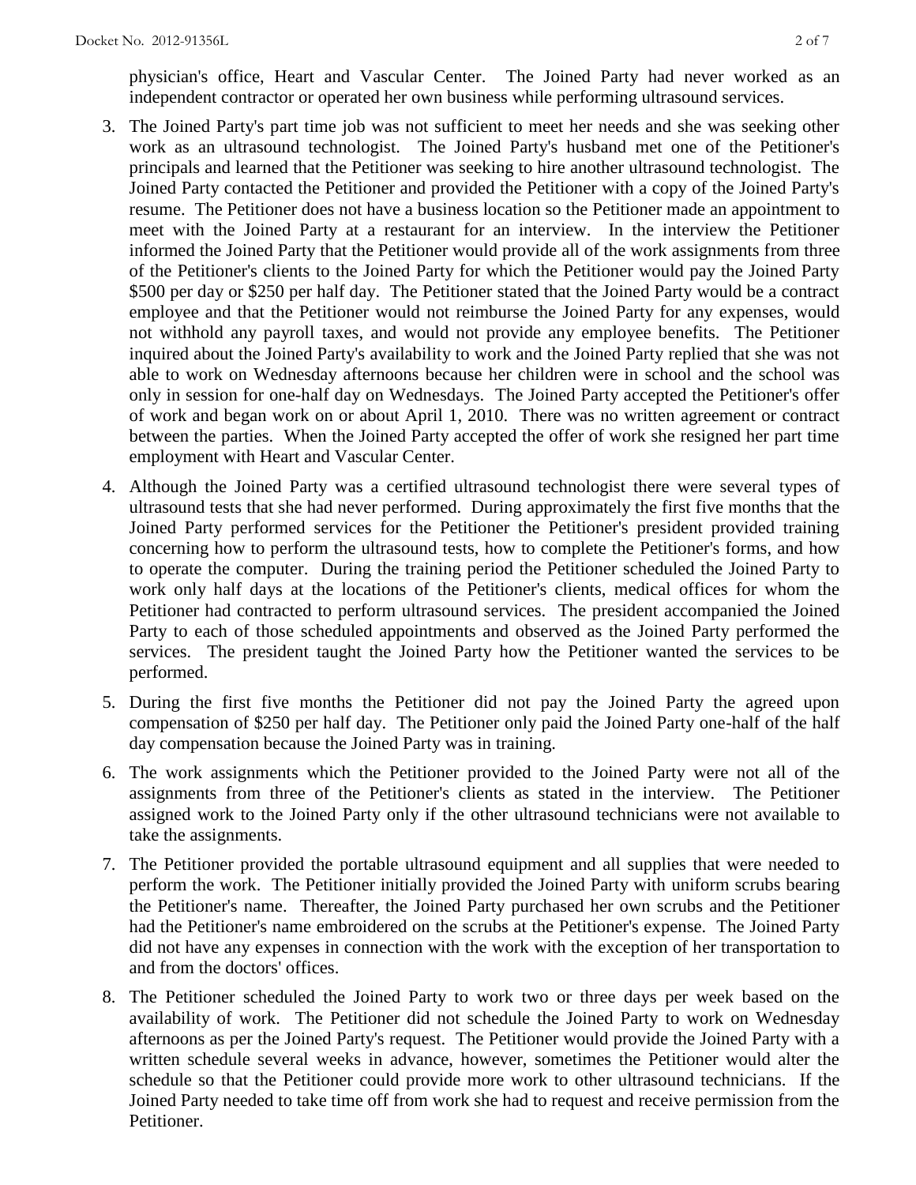physician's office, Heart and Vascular Center. The Joined Party had never worked as an independent contractor or operated her own business while performing ultrasound services.

3. The Joined Party's part time job was not sufficient to meet her needs and she was seeking other work as an ultrasound technologist. The Joined Party's husband met one of the Petitioner's principals and learned that the Petitioner was seeking to hire another ultrasound technologist. The Joined Party contacted the Petitioner and provided the Petitioner with a copy of the Joined Party's resume. The Petitioner does not have a business location so the Petitioner made an appointment to meet with the Joined Party at a restaurant for an interview. In the interview the Petitioner informed the Joined Party that the Petitioner would provide all of the work assignments from three of the Petitioner's clients to the Joined Party for which the Petitioner would pay the Joined Party \$500 per day or \$250 per half day. The Petitioner stated that the Joined Party would be a contract employee and that the Petitioner would not reimburse the Joined Party for any expenses, would not withhold any payroll taxes, and would not provide any employee benefits. The Petitioner inquired about the Joined Party's availability to work and the Joined Party replied that she was not able to work on Wednesday afternoons because her children were in school and the school was only in session for one-half day on Wednesdays. The Joined Party accepted the Petitioner's offer of work and began work on or about April 1, 2010. There was no written agreement or contract between the parties. When the Joined Party accepted the offer of work she resigned her part time employment with Heart and Vascular Center.

4. Although the Joined Party was a certified ultrasound technologist there were several types of ultrasound tests that she had never performed. During approximately the first five months that the Joined Party performed services for the Petitioner the Petitioner's president provided training concerning how to perform the ultrasound tests, how to complete the Petitioner's forms, and how to operate the computer. During the training period the Petitioner scheduled the Joined Party to work only half days at the locations of the Petitioner's clients, medical offices for whom the Petitioner had contracted to perform ultrasound services. The president accompanied the Joined Party to each of those scheduled appointments and observed as the Joined Party performed the services. The president taught the Joined Party how the Petitioner wanted the services to be performed.

5. During the first five months the Petitioner did not pay the Joined Party the agreed upon compensation of \$250 per half day. The Petitioner only paid the Joined Party one-half of the half day compensation because the Joined Party was in training.

6. The work assignments which the Petitioner provided to the Joined Party were not all of the assignments from three of the Petitioner's clients as stated in the interview. The Petitioner assigned work to the Joined Party only if the other ultrasound technicians were not available to take the assignments.

7. The Petitioner provided the portable ultrasound equipment and all supplies that were needed to perform the work. The Petitioner initially provided the Joined Party with uniform scrubs bearing the Petitioner's name. Thereafter, the Joined Party purchased her own scrubs and the Petitioner had the Petitioner's name embroidered on the scrubs at the Petitioner's expense. The Joined Party did not have any expenses in connection with the work with the exception of her transportation to and from the doctors' offices.

8. The Petitioner scheduled the Joined Party to work two or three days per week based on the availability of work. The Petitioner did not schedule the Joined Party to work on Wednesday afternoons as per the Joined Party's request. The Petitioner would provide the Joined Party with a written schedule several weeks in advance, however, sometimes the Petitioner would alter the schedule so that the Petitioner could provide more work to other ultrasound technicians. If the Joined Party needed to take time off from work she had to request and receive permission from the Petitioner.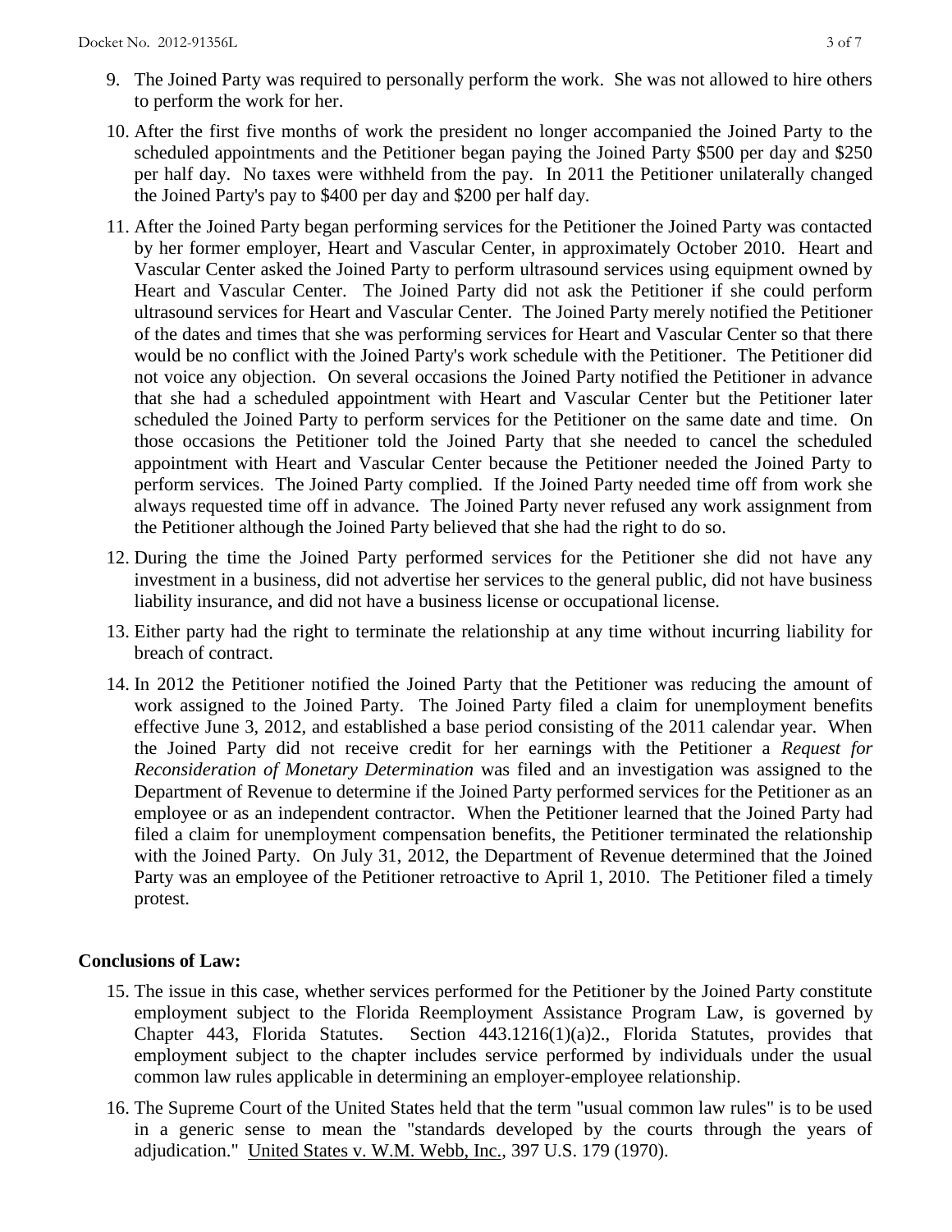9. The Joined Party was required to personally perform the work. She was not allowed to hire others to perform the work for her.

10. After the first five months of work the president no longer accompanied the Joined Party to the scheduled appointments and the Petitioner began paying the Joined Party $500 per day and $250 per half day. No taxes were withheld from the pay. In 2011 the Petitioner unilaterally changed the Joined Party's pay to $400 per day and $200 per half day.

11. After the Joined Party began performing services for the Petitioner the Joined Party was contacted by her former employer, Heart and Vascular Center, in approximately October 2010. Heart and Vascular Center asked the Joined Party to perform ultrasound services using equipment owned by Heart and Vascular Center. The Joined Party did not ask the Petitioner if she could perform ultrasound services for Heart and Vascular Center. The Joined Party merely notified the Petitioner of the dates and times that she was performing services for Heart and Vascular Center so that there would be no conflict with the Joined Party's work schedule with the Petitioner. The Petitioner did not voice any objection. On several occasions the Joined Party notified the Petitioner in advance that she had a scheduled appointment with Heart and Vascular Center but the Petitioner later scheduled the Joined Party to perform services for the Petitioner on the same date and time. On those occasions the Petitioner told the Joined Party that she needed to cancel the scheduled appointment with Heart and Vascular Center because the Petitioner needed the Joined Party to perform services. The Joined Party complied. If the Joined Party needed time off from work she always requested time off in advance. The Joined Party never refused any work assignment from the Petitioner although the Joined Party believed that she had the right to do so.

12. During the time the Joined Party performed services for the Petitioner she did not have any investment in a business, did not advertise her services to the general public, did not have business liability insurance, and did not have a business license or occupational license.

13. Either party had the right to terminate the relationship at any time without incurring liability for breach of contract.

14. In 2012 the Petitioner notified the Joined Party that the Petitioner was reducing the amount of work assigned to the Joined Party. The Joined Party filed a claim for unemployment benefits effective June 3, 2012, and established a base period consisting of the 2011 calendar year. When the Joined Party did not receive credit for her earnings with the Petitioner a *Request for Reconsideration of Monetary Determination* was filed and an investigation was assigned to the Department of Revenue to determine if the Joined Party performed services for the Petitioner as an employee or as an independent contractor. When the Petitioner learned that the Joined Party had filed a claim for unemployment compensation benefits, the Petitioner terminated the relationship with the Joined Party. On July 31, 2012, the Department of Revenue determined that the Joined Party was an employee of the Petitioner retroactive to April 1, 2010. The Petitioner filed a timely protest.

**Conclusions of Law:**

15. The issue in this case, whether services performed for the Petitioner by the Joined Party constitute employment subject to the Florida Reemployment Assistance Program Law, is governed by Chapter 443, Florida Statutes. Section 443.1216(1)(a)2., Florida Statutes, provides that employment subject to the chapter includes service performed by individuals under the usual common law rules applicable in determining an employer-employee relationship.

16. The Supreme Court of the United States held that the term "usual common law rules" is to be used in a generic sense to mean the "standards developed by the courts through the years of adjudication." United States v. W.M. Webb, Inc., 397 U.S. 179 (1970).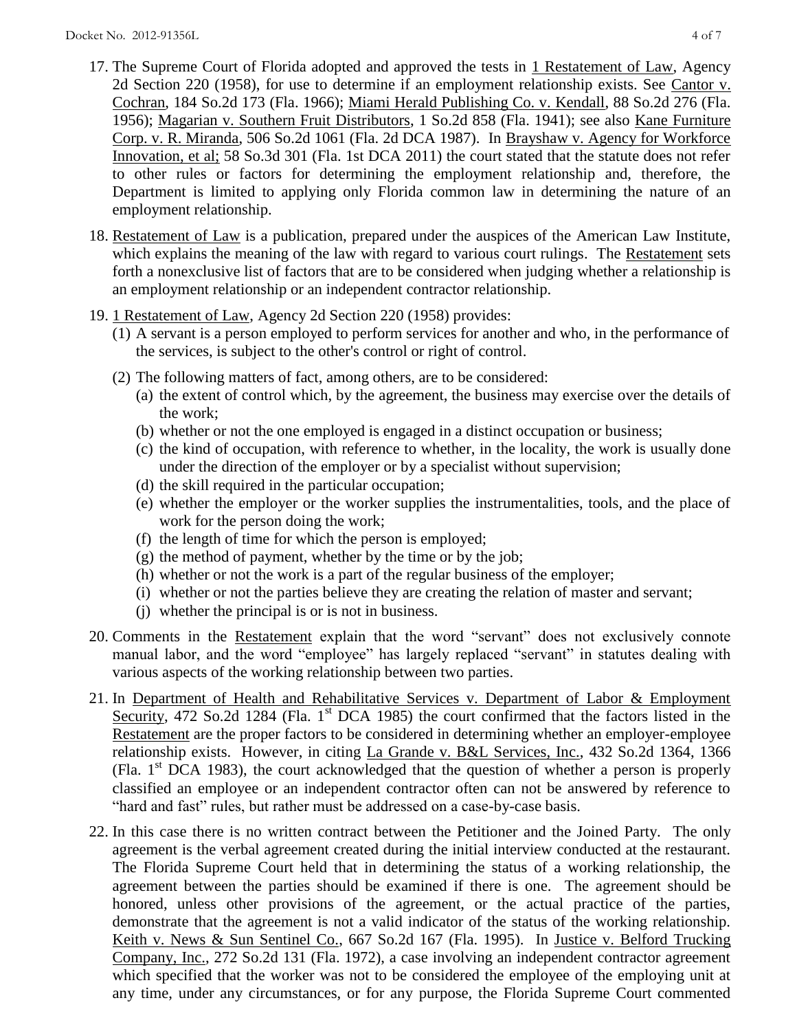17. The Supreme Court of Florida adopted and approved the tests in 1 Restatement of Law, Agency 2d Section 220 (1958), for use to determine if an employment relationship exists. See Cantor v. Cochran, 184 So.2d 173 (Fla. 1966); Miami Herald Publishing Co. v. Kendall, 88 So.2d 276 (Fla. 1956); Magarian v. Southern Fruit Distributors, 1 So.2d 858 (Fla. 1941); see also Kane Furniture Corp. v. R. Miranda, 506 So.2d 1061 (Fla. 2d DCA 1987). In Brayshaw v. Agency for Workforce Innovation, et al; 58 So.3d 301 (Fla. 1st DCA 2011) the court stated that the statute does not refer to other rules or factors for determining the employment relationship and, therefore, the Department is limited to applying only Florida common law in determining the nature of an employment relationship.

18. Restatement of Law is a publication, prepared under the auspices of the American Law Institute, which explains the meaning of the law with regard to various court rulings. The Restatement sets forth a nonexclusive list of factors that are to be considered when judging whether a relationship is an employment relationship or an independent contractor relationship.

19. 1 Restatement of Law, Agency 2d Section 220 (1958) provides:
    (1) A servant is a person employed to perform services for another and who, in the performance of the services, is subject to the other's control or right of control.
    (2) The following matters of fact, among others, are to be considered:
        (a) the extent of control which, by the agreement, the business may exercise over the details of the work;
        (b) whether or not the one employed is engaged in a distinct occupation or business;
        (c) the kind of occupation, with reference to whether, in the locality, the work is usually done under the direction of the employer or by a specialist without supervision;
        (d) the skill required in the particular occupation;
        (e) whether the employer or the worker supplies the instrumentalities, tools, and the place of work for the person doing the work;
        (f) the length of time for which the person is employed;
        (g) the method of payment, whether by the time or by the job;
        (h) whether or not the work is a part of the regular business of the employer;
        (i) whether or not the parties believe they are creating the relation of master and servant;
        (j) whether the principal is or is not in business.

20. Comments in the Restatement explain that the word "servant" does not exclusively connote manual labor, and the word "employee" has largely replaced "servant" in statutes dealing with various aspects of the working relationship between two parties.

21. In Department of Health and Rehabilitative Services v. Department of Labor & Employment Security, 472 So.2d 1284 (Fla. 1st DCA 1985) the court confirmed that the factors listed in the Restatement are the proper factors to be considered in determining whether an employer-employee relationship exists. However, in citing La Grande v. B&L Services, Inc., 432 So.2d 1364, 1366 (Fla. 1st DCA 1983), the court acknowledged that the question of whether a person is properly classified an employee or an independent contractor often can not be answered by reference to "hard and fast" rules, but rather must be addressed on a case-by-case basis.

22. In this case there is no written contract between the Petitioner and the Joined Party. The only agreement is the verbal agreement created during the initial interview conducted at the restaurant. The Florida Supreme Court held that in determining the status of a working relationship, the agreement between the parties should be examined if there is one. The agreement should be honored, unless other provisions of the agreement, or the actual practice of the parties, demonstrate that the agreement is not a valid indicator of the status of the working relationship. Keith v. News & Sun Sentinel Co., 667 So.2d 167 (Fla. 1995). In Justice v. Belford Trucking Company, Inc., 272 So.2d 131 (Fla. 1972), a case involving an independent contractor agreement which specified that the worker was not to be considered the employee of the employing unit at any time, under any circumstances, or for any purpose, the Florida Supreme Court commented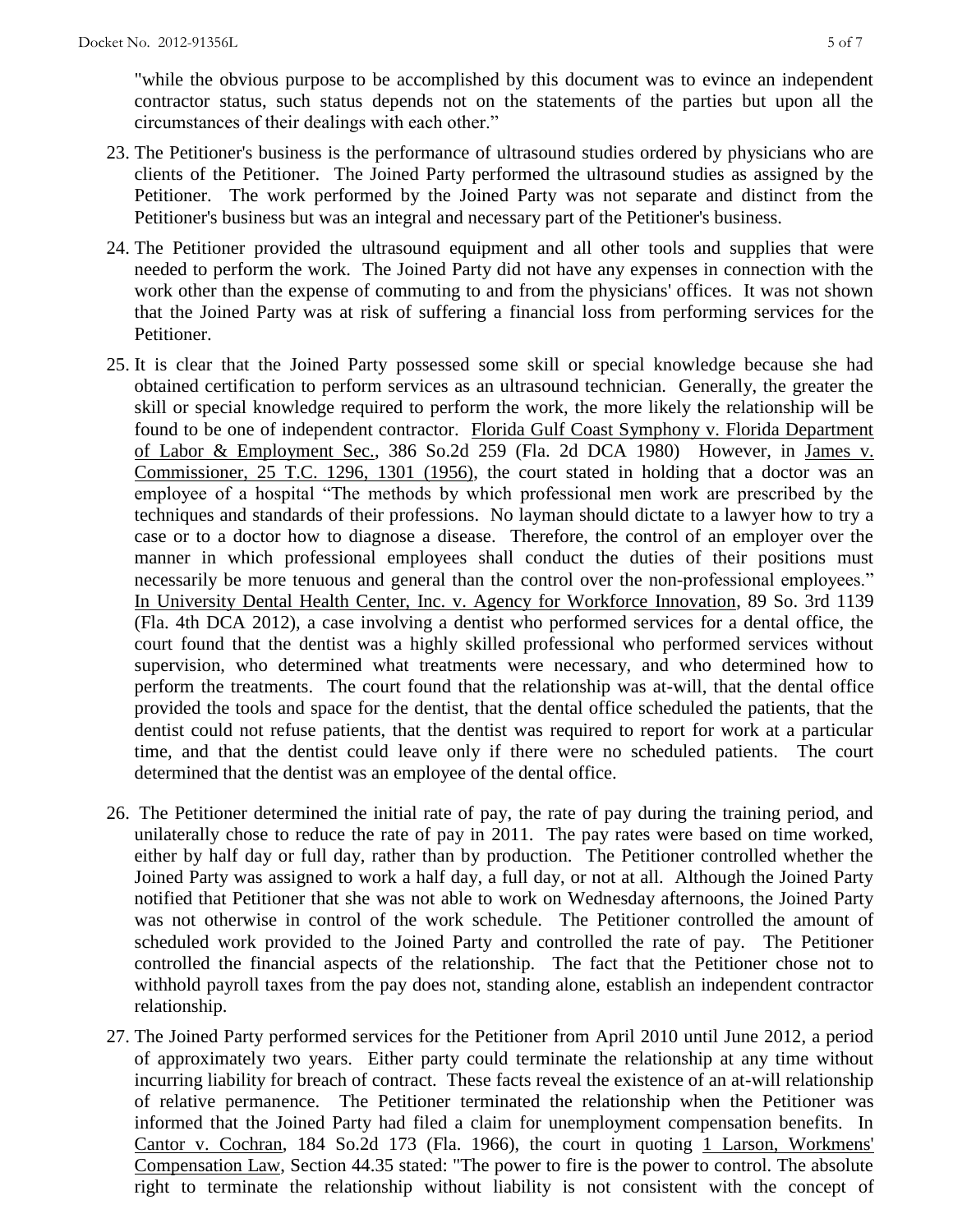"while the obvious purpose to be accomplished by this document was to evince an independent contractor status, such status depends not on the statements of the parties but upon all the circumstances of their dealings with each other."

23. The Petitioner's business is the performance of ultrasound studies ordered by physicians who are clients of the Petitioner. The Joined Party performed the ultrasound studies as assigned by the Petitioner. The work performed by the Joined Party was not separate and distinct from the Petitioner's business but was an integral and necessary part of the Petitioner's business.

24. The Petitioner provided the ultrasound equipment and all other tools and supplies that were needed to perform the work. The Joined Party did not have any expenses in connection with the work other than the expense of commuting to and from the physicians' offices. It was not shown that the Joined Party was at risk of suffering a financial loss from performing services for the Petitioner.

25. It is clear that the Joined Party possessed some skill or special knowledge because she had obtained certification to perform services as an ultrasound technician. Generally, the greater the skill or special knowledge required to perform the work, the more likely the relationship will be found to be one of independent contractor. Florida Gulf Coast Symphony v. Florida Department of Labor & Employment Sec., 386 So.2d 259 (Fla. 2d DCA 1980) However, in James v. Commissioner, 25 T.C. 1296, 1301 (1956), the court stated in holding that a doctor was an employee of a hospital "The methods by which professional men work are prescribed by the techniques and standards of their professions. No layman should dictate to a lawyer how to try a case or to a doctor how to diagnose a disease. Therefore, the control of an employer over the manner in which professional employees shall conduct the duties of their positions must necessarily be more tenuous and general than the control over the non-professional employees." In University Dental Health Center, Inc. v. Agency for Workforce Innovation, 89 So. 3rd 1139 (Fla. 4th DCA 2012), a case involving a dentist who performed services for a dental office, the court found that the dentist was a highly skilled professional who performed services without supervision, who determined what treatments were necessary, and who determined how to perform the treatments. The court found that the relationship was at-will, that the dental office provided the tools and space for the dentist, that the dental office scheduled the patients, that the dentist could not refuse patients, that the dentist was required to report for work at a particular time, and that the dentist could leave only if there were no scheduled patients. The court determined that the dentist was an employee of the dental office.

26. The Petitioner determined the initial rate of pay, the rate of pay during the training period, and unilaterally chose to reduce the rate of pay in 2011. The pay rates were based on time worked, either by half day or full day, rather than by production. The Petitioner controlled whether the Joined Party was assigned to work a half day, a full day, or not at all. Although the Joined Party notified that Petitioner that she was not able to work on Wednesday afternoons, the Joined Party was not otherwise in control of the work schedule. The Petitioner controlled the amount of scheduled work provided to the Joined Party and controlled the rate of pay. The Petitioner controlled the financial aspects of the relationship. The fact that the Petitioner chose not to withhold payroll taxes from the pay does not, standing alone, establish an independent contractor relationship.

27. The Joined Party performed services for the Petitioner from April 2010 until June 2012, a period of approximately two years. Either party could terminate the relationship at any time without incurring liability for breach of contract. These facts reveal the existence of an at-will relationship of relative permanence. The Petitioner terminated the relationship when the Petitioner was informed that the Joined Party had filed a claim for unemployment compensation benefits. In Cantor v. Cochran, 184 So.2d 173 (Fla. 1966), the court in quoting 1 Larson, Workmens' Compensation Law, Section 44.35 stated: "The power to fire is the power to control. The absolute right to terminate the relationship without liability is not consistent with the concept of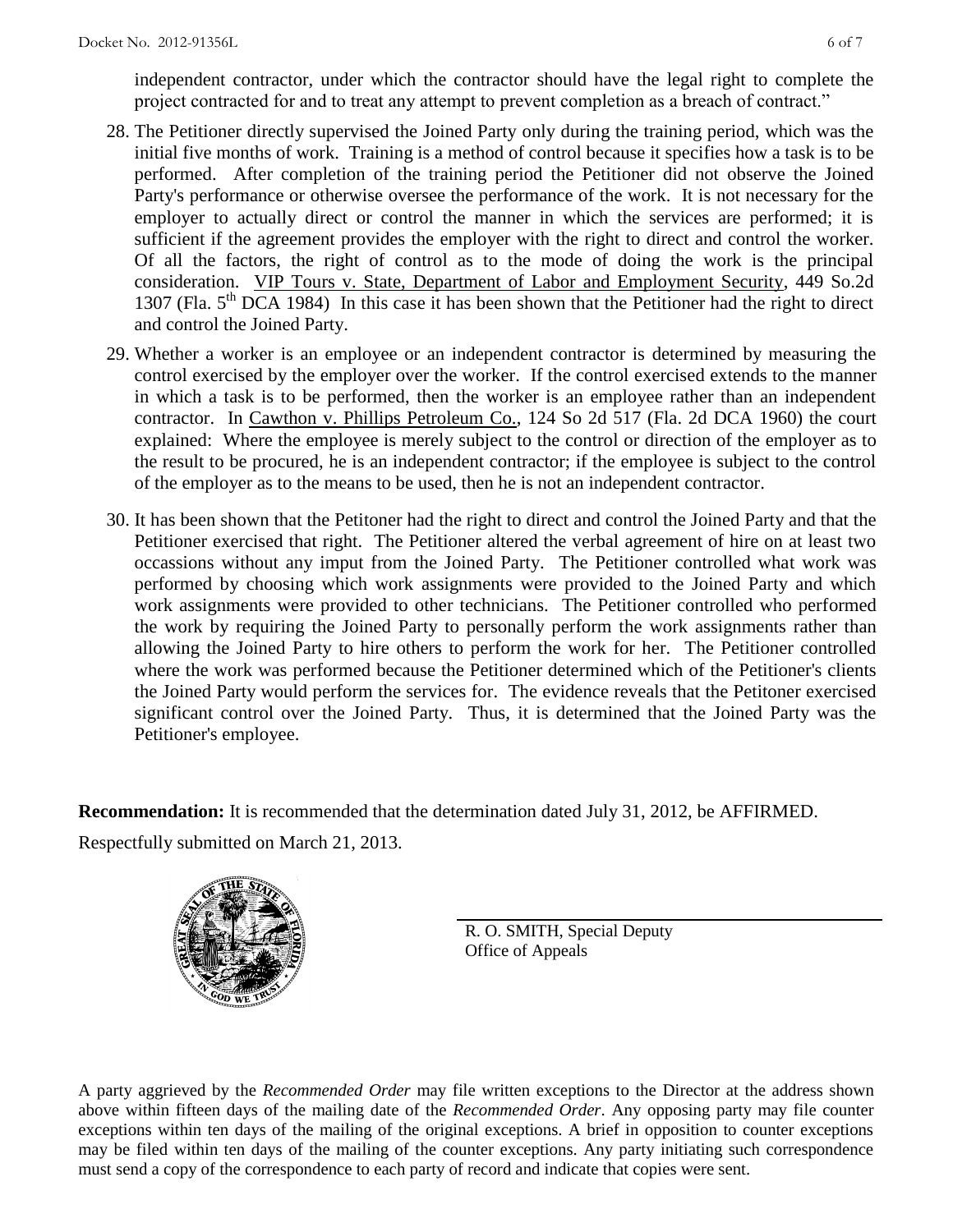independent contractor, under which the contractor should have the legal right to complete the project contracted for and to treat any attempt to prevent completion as a breach of contract."

28. The Petitioner directly supervised the Joined Party only during the training period, which was the initial five months of work. Training is a method of control because it specifies how a task is to be performed. After completion of the training period the Petitioner did not observe the Joined Party's performance or otherwise oversee the performance of the work. It is not necessary for the employer to actually direct or control the manner in which the services are performed; it is sufficient if the agreement provides the employer with the right to direct and control the worker. Of all the factors, the right of control as to the mode of doing the work is the principal consideration. VIP Tours v. State, Department of Labor and Employment Security, 449 So.2d 1307 (Fla. 5th DCA 1984) In this case it has been shown that the Petitioner had the right to direct and control the Joined Party.

29. Whether a worker is an employee or an independent contractor is determined by measuring the control exercised by the employer over the worker. If the control exercised extends to the manner in which a task is to be performed, then the worker is an employee rather than an independent contractor. In Cawthon v. Phillips Petroleum Co., 124 So 2d 517 (Fla. 2d DCA 1960) the court explained: Where the employee is merely subject to the control or direction of the employer as to the result to be procured, he is an independent contractor; if the employee is subject to the control of the employer as to the means to be used, then he is not an independent contractor.

30. It has been shown that the Petitoner had the right to direct and control the Joined Party and that the Petitioner exercised that right. The Petitioner altered the verbal agreement of hire on at least two occassions without any imput from the Joined Party. The Petitioner controlled what work was performed by choosing which work assignments were provided to the Joined Party and which work assignments were provided to other technicians. The Petitioner controlled who performed the work by requiring the Joined Party to personally perform the work assignments rather than allowing the Joined Party to hire others to perform the work for her. The Petitioner controlled where the work was performed because the Petitioner determined which of the Petitioner's clients the Joined Party would perform the services for. The evidence reveals that the Petitoner exercised significant control over the Joined Party. Thus, it is determined that the Joined Party was the Petitioner's employee.

**Recommendation:** It is recommended that the determination dated July 31, 2012, be AFFIRMED.

Respectfully submitted on March 21, 2013.

R. O. SMITH, Special Deputy
Office of Appeals

A party aggrieved by the *Recommended Order* may file written exceptions to the Director at the address shown above within fifteen days of the mailing date of the *Recommended Order*. Any opposing party may file counter exceptions within ten days of the mailing of the original exceptions. A brief in opposition to counter exceptions may be filed within ten days of the mailing of the counter exceptions. Any party initiating such correspondence must send a copy of the correspondence to each party of record and indicate that copies were sent.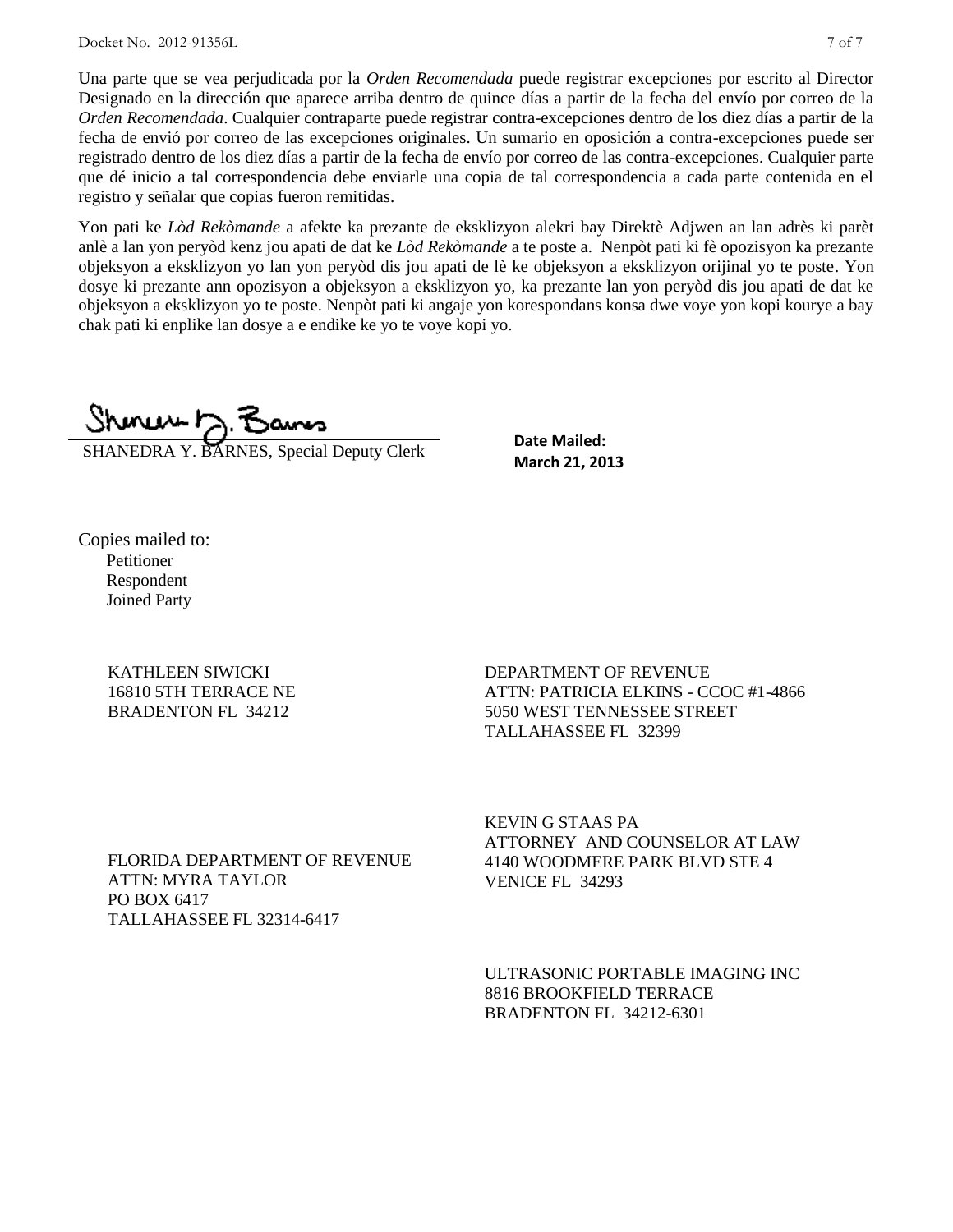Una parte que se vea perjudicada por la *Orden Recomendada* puede registrar excepciones por escrito al Director Designado en la dirección que aparece arriba dentro de quince días a partir de la fecha del envío por correo de la *Orden Recomendada*. Cualquier contraparte puede registrar contra-excepciones dentro de los diez días a partir de la fecha de envió por correo de las excepciones originales. Un sumario en oposición a contra-excepciones puede ser registrado dentro de los diez días a partir de la fecha de envío por correo de las contra-excepciones. Cualquier parte que dé inicio a tal correspondencia debe enviarle una copia de tal correspondencia a cada parte contenida en el registro y señalar que copias fueron remitidas.

Yon pati ke *Lòd Rekòmande* a afekte ka prezante de eksklizyon alekri bay Direktè Adjwen an lan adrès ki parèt anlè a lan yon peryòd kenz jou apati de dat ke *Lòd Rekòmande* a te poste a. Nenpòt pati ki fè opozisyon ka prezante objeksyon a eksklizyon yo lan yon peryòd dis jou apati de lè ke objeksyon a eksklizyon orijinal yo te poste. Yon dosye ki prezante ann opozisyon a objeksyon a eksklizyon yo, ka prezante lan yon peryòd dis jou apati de dat ke objeksyon a eksklizyon yo te poste. Nenpòt pati ki angaje yon korespondans konsa dwe voye yon kopi kourye a bay chak pati ki enplike lan dosye a e endike ke yo te voye kopi yo.

SHANEDRA Y. BARNES, Special Deputy Clerk

**Date Mailed:**
**March 21, 2013**

Copies mailed to:
Petitioner
Respondent
Joined Party

KATHLEEN SIWICKI
16810 5TH TERRACE NE
BRADENTON FL 34212

DEPARTMENT OF REVENUE
ATTN: PATRICIA ELKINS - CCOC #1-4866
5050 WEST TENNESSEE STREET
TALLAHASSEE FL 32399

KEVIN G STAAS PA
ATTORNEY AND COUNSELOR AT LAW
4140 WOODMERE PARK BLVD STE 4
VENICE FL 34293

FLORIDA DEPARTMENT OF REVENUE
ATTN: MYRA TAYLOR
PO BOX 6417
TALLAHASSEE FL 32314-6417

ULTRASONIC PORTABLE IMAGING INC
8816 BROOKFIELD TERRACE
BRADENTON FL 34212-6301